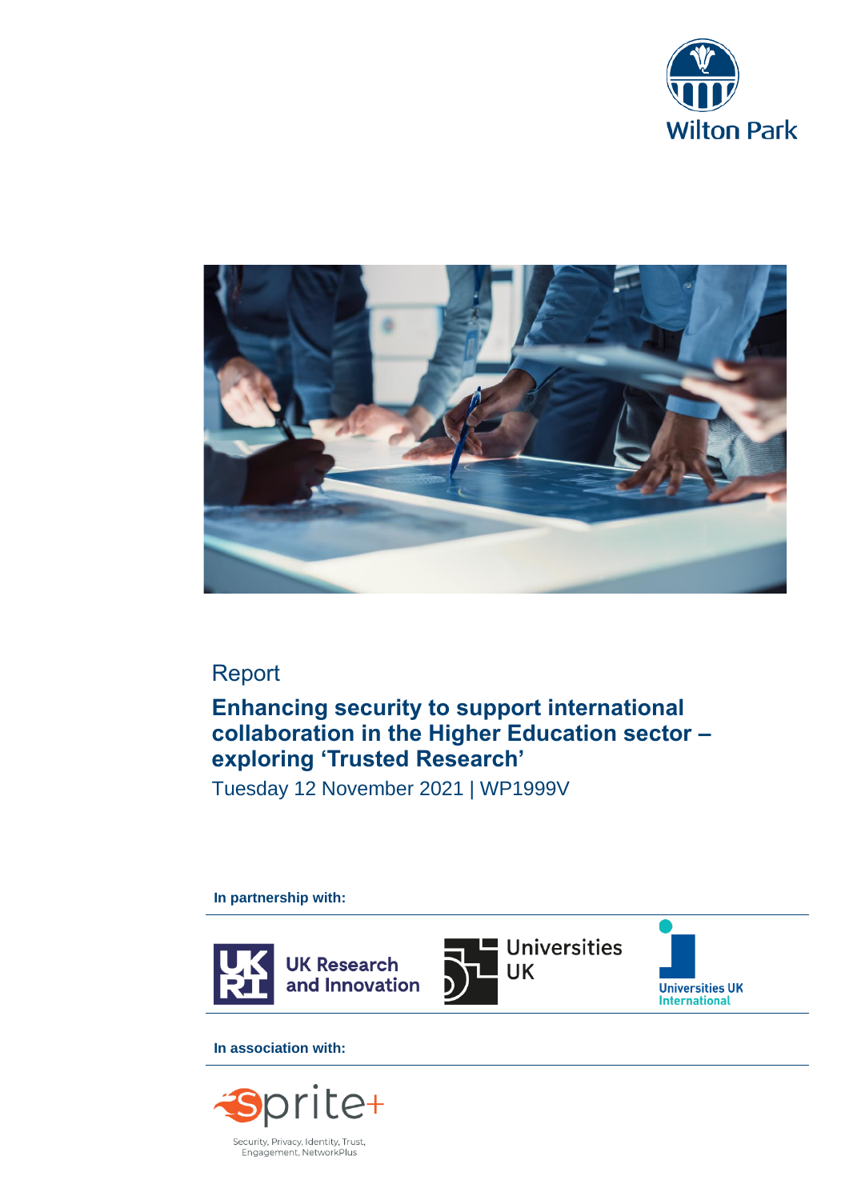Wilton Park

Report

# Enhancing security to support international collaboration in the Higher Education sector – exploring 'Trusted Research'

Tuesday 12 November 2021 | WP1999V

**In partnership with:**

UK Research and Innovation

Universities UK

Universities UK International

**In association with:**

Sprite+

Security, Privacy, Identity, Trust, Engagement, NetworkPlus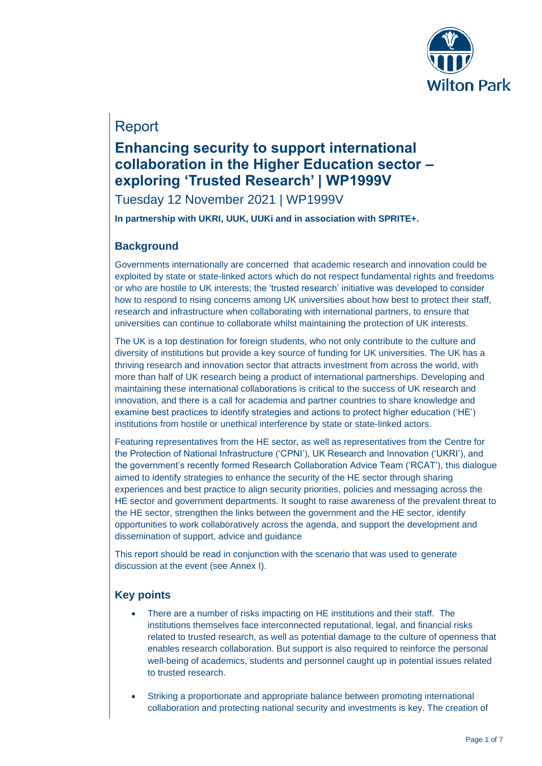Report

# Enhancing security to support international collaboration in the Higher Education sector – exploring 'Trusted Research' | WP1999V

Tuesday 12 November 2021 | WP1999V

**In partnership with UKRI, UUK, UUKi and in association with SPRITE+.**

## Background

Governments internationally are concerned that academic research and innovation could be exploited by state or state-linked actors which do not respect fundamental rights and freedoms or who are hostile to UK interests; the 'trusted research' initiative was developed to consider how to respond to rising concerns among UK universities about how best to protect their staff, research and infrastructure when collaborating with international partners, to ensure that universities can continue to collaborate whilst maintaining the protection of UK interests.

The UK is a top destination for foreign students, who not only contribute to the culture and diversity of institutions but provide a key source of funding for UK universities. The UK has a thriving research and innovation sector that attracts investment from across the world, with more than half of UK research being a product of international partnerships. Developing and maintaining these international collaborations is critical to the success of UK research and innovation, and there is a call for academia and partner countries to share knowledge and examine best practices to identify strategies and actions to protect higher education ('HE') institutions from hostile or unethical interference by state or state-linked actors.

Featuring representatives from the HE sector, as well as representatives from the Centre for the Protection of National Infrastructure ('CPNI'), UK Research and Innovation ('UKRI'), and the government's recently formed Research Collaboration Advice Team ('RCAT'), this dialogue aimed to identify strategies to enhance the security of the HE sector through sharing experiences and best practice to align security priorities, policies and messaging across the HE sector and government departments. It sought to raise awareness of the prevalent threat to the HE sector, strengthen the links between the government and the HE sector, identify opportunities to work collaboratively across the agenda, and support the development and dissemination of support, advice and guidance

This report should be read in conjunction with the scenario that was used to generate discussion at the event (see Annex I).

## Key points

- There are a number of risks impacting on HE institutions and their staff. The institutions themselves face interconnected reputational, legal, and financial risks related to trusted research, as well as potential damage to the culture of openness that enables research collaboration. But support is also required to reinforce the personal well-being of academics, students and personnel caught up in potential issues related to trusted research.

- Striking a proportionate and appropriate balance between promoting international collaboration and protecting national security and investments is key. The creation of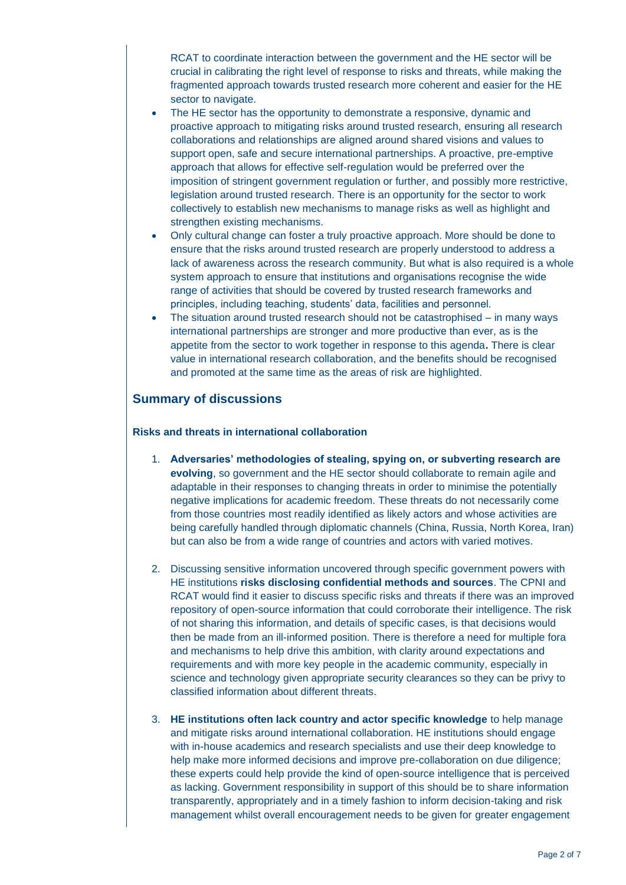RCAT to coordinate interaction between the government and the HE sector will be crucial in calibrating the right level of response to risks and threats, while making the fragmented approach towards trusted research more coherent and easier for the HE sector to navigate.

- The HE sector has the opportunity to demonstrate a responsive, dynamic and proactive approach to mitigating risks around trusted research, ensuring all research collaborations and relationships are aligned around shared visions and values to support open, safe and secure international partnerships. A proactive, pre-emptive approach that allows for effective self-regulation would be preferred over the imposition of stringent government regulation or further, and possibly more restrictive, legislation around trusted research. There is an opportunity for the sector to work collectively to establish new mechanisms to manage risks as well as highlight and strengthen existing mechanisms.
- Only cultural change can foster a truly proactive approach. More should be done to ensure that the risks around trusted research are properly understood to address a lack of awareness across the research community. But what is also required is a whole system approach to ensure that institutions and organisations recognise the wide range of activities that should be covered by trusted research frameworks and principles, including teaching, students' data, facilities and personnel.
- The situation around trusted research should not be catastrophised – in many ways international partnerships are stronger and more productive than ever, as is the appetite from the sector to work together in response to this agenda**.** There is clear value in international research collaboration, and the benefits should be recognised and promoted at the same time as the areas of risk are highlighted.

## Summary of discussions

### Risks and threats in international collaboration

1. **Adversaries' methodologies of stealing, spying on, or subverting research are evolving**, so government and the HE sector should collaborate to remain agile and adaptable in their responses to changing threats in order to minimise the potentially negative implications for academic freedom. These threats do not necessarily come from those countries most readily identified as likely actors and whose activities are being carefully handled through diplomatic channels (China, Russia, North Korea, Iran) but can also be from a wide range of countries and actors with varied motives.

2. Discussing sensitive information uncovered through specific government powers with HE institutions **risks disclosing confidential methods and sources**. The CPNI and RCAT would find it easier to discuss specific risks and threats if there was an improved repository of open-source information that could corroborate their intelligence. The risk of not sharing this information, and details of specific cases, is that decisions would then be made from an ill-informed position. There is therefore a need for multiple fora and mechanisms to help drive this ambition, with clarity around expectations and requirements and with more key people in the academic community, especially in science and technology given appropriate security clearances so they can be privy to classified information about different threats.

3. **HE institutions often lack country and actor specific knowledge** to help manage and mitigate risks around international collaboration. HE institutions should engage with in-house academics and research specialists and use their deep knowledge to help make more informed decisions and improve pre-collaboration on due diligence; these experts could help provide the kind of open-source intelligence that is perceived as lacking. Government responsibility in support of this should be to share information transparently, appropriately and in a timely fashion to inform decision-taking and risk management whilst overall encouragement needs to be given for greater engagement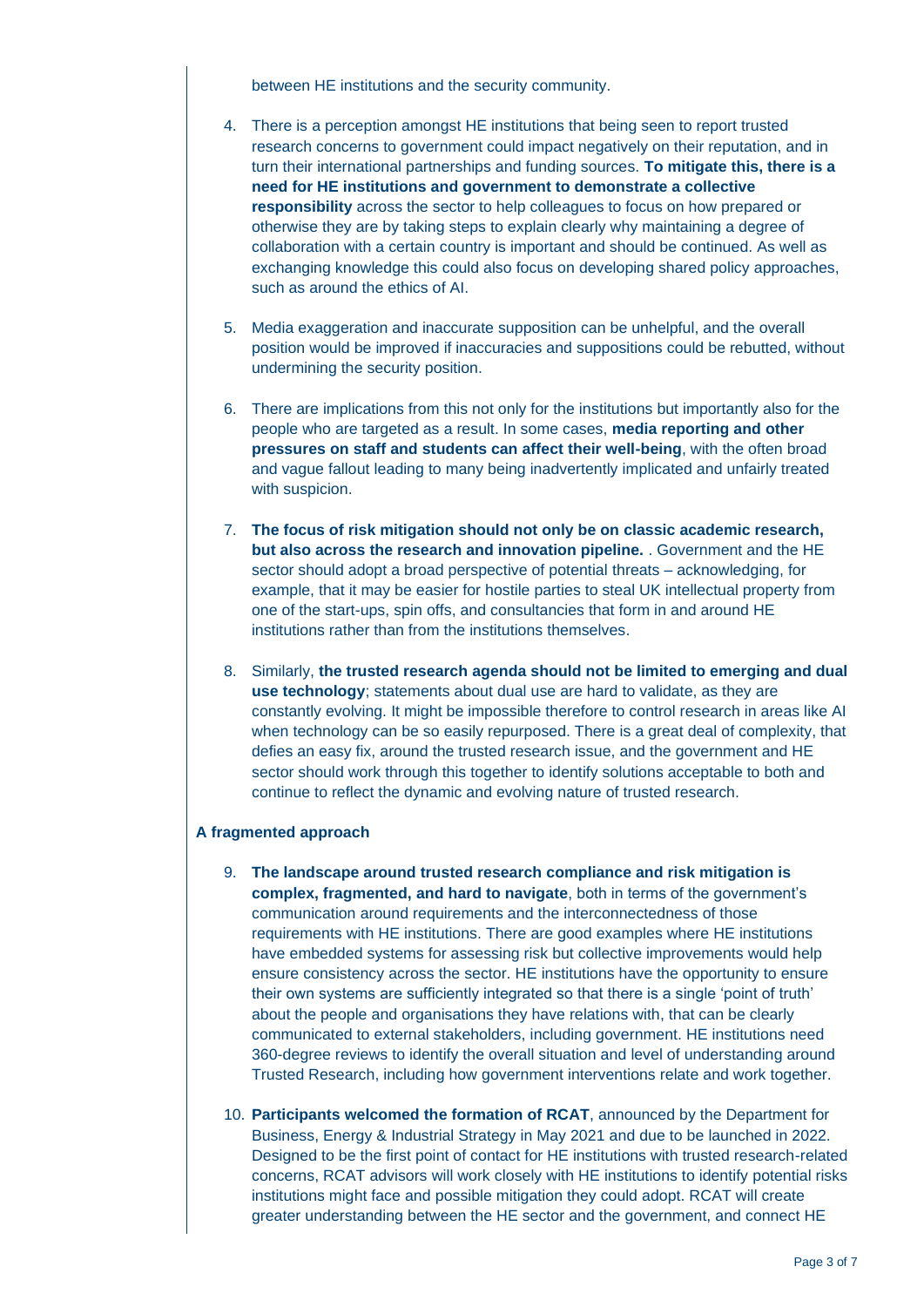between HE institutions and the security community.

4. There is a perception amongst HE institutions that being seen to report trusted research concerns to government could impact negatively on their reputation, and in turn their international partnerships and funding sources. **To mitigate this, there is a need for HE institutions and government to demonstrate a collective responsibility** across the sector to help colleagues to focus on how prepared or otherwise they are by taking steps to explain clearly why maintaining a degree of collaboration with a certain country is important and should be continued. As well as exchanging knowledge this could also focus on developing shared policy approaches, such as around the ethics of AI.

5. Media exaggeration and inaccurate supposition can be unhelpful, and the overall position would be improved if inaccuracies and suppositions could be rebutted, without undermining the security position.

6. There are implications from this not only for the institutions but importantly also for the people who are targeted as a result. In some cases, **media reporting and other pressures on staff and students can affect their well-being**, with the often broad and vague fallout leading to many being inadvertently implicated and unfairly treated with suspicion.

7. **The focus of risk mitigation should not only be on classic academic research, but also across the research and innovation pipeline.** . Government and the HE sector should adopt a broad perspective of potential threats – acknowledging, for example, that it may be easier for hostile parties to steal UK intellectual property from one of the start-ups, spin offs, and consultancies that form in and around HE institutions rather than from the institutions themselves.

8. Similarly, **the trusted research agenda should not be limited to emerging and dual use technology**; statements about dual use are hard to validate, as they are constantly evolving. It might be impossible therefore to control research in areas like AI when technology can be so easily repurposed. There is a great deal of complexity, that defies an easy fix, around the trusted research issue, and the government and HE sector should work through this together to identify solutions acceptable to both and continue to reflect the dynamic and evolving nature of trusted research.

**A fragmented approach**

9. **The landscape around trusted research compliance and risk mitigation is complex, fragmented, and hard to navigate**, both in terms of the government's communication around requirements and the interconnectedness of those requirements with HE institutions. There are good examples where HE institutions have embedded systems for assessing risk but collective improvements would help ensure consistency across the sector. HE institutions have the opportunity to ensure their own systems are sufficiently integrated so that there is a single 'point of truth' about the people and organisations they have relations with, that can be clearly communicated to external stakeholders, including government. HE institutions need 360-degree reviews to identify the overall situation and level of understanding around Trusted Research, including how government interventions relate and work together.

10. **Participants welcomed the formation of RCAT**, announced by the Department for Business, Energy & Industrial Strategy in May 2021 and due to be launched in 2022. Designed to be the first point of contact for HE institutions with trusted research-related concerns, RCAT advisors will work closely with HE institutions to identify potential risks institutions might face and possible mitigation they could adopt. RCAT will create greater understanding between the HE sector and the government, and connect HE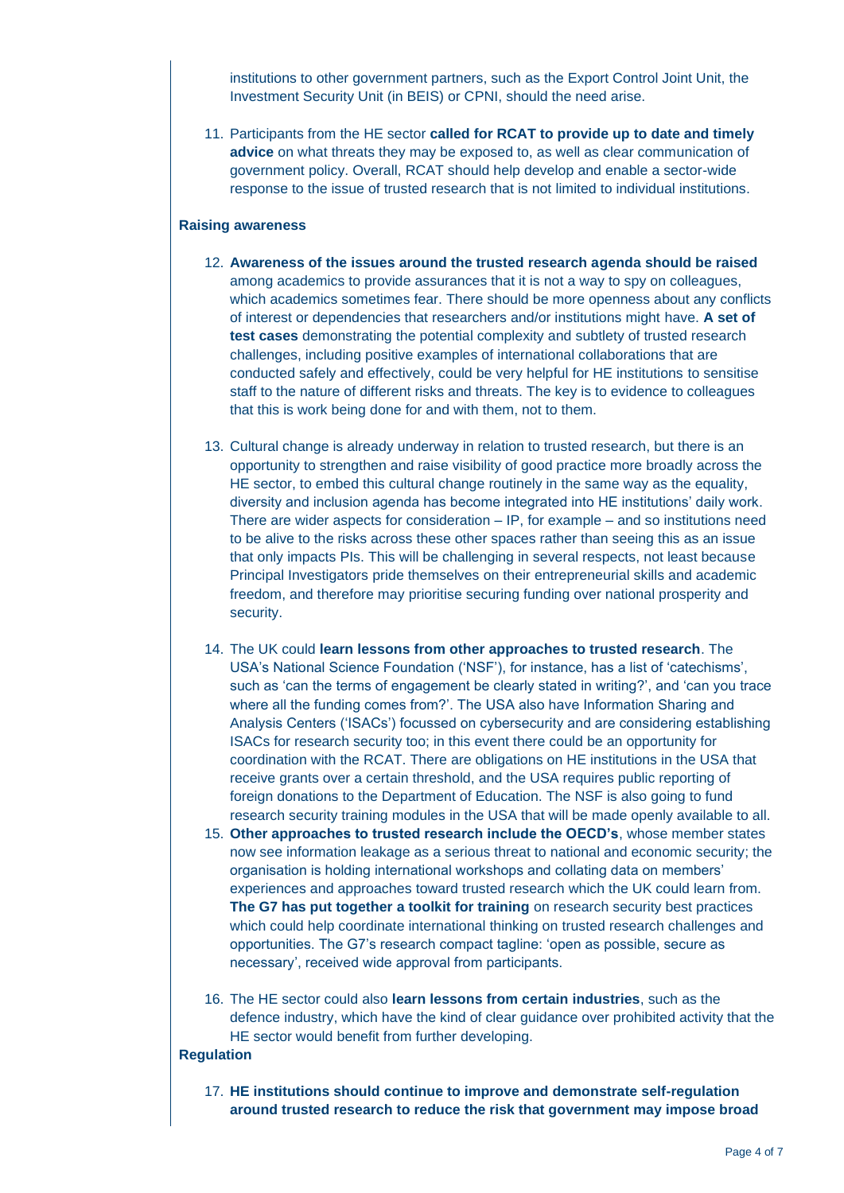institutions to other government partners, such as the Export Control Joint Unit, the Investment Security Unit (in BEIS) or CPNI, should the need arise.

11. Participants from the HE sector **called for RCAT to provide up to date and timely advice** on what threats they may be exposed to, as well as clear communication of government policy. Overall, RCAT should help develop and enable a sector-wide response to the issue of trusted research that is not limited to individual institutions.

**Raising awareness**

12. **Awareness of the issues around the trusted research agenda should be raised** among academics to provide assurances that it is not a way to spy on colleagues, which academics sometimes fear. There should be more openness about any conflicts of interest or dependencies that researchers and/or institutions might have. **A set of test cases** demonstrating the potential complexity and subtlety of trusted research challenges, including positive examples of international collaborations that are conducted safely and effectively, could be very helpful for HE institutions to sensitise staff to the nature of different risks and threats. The key is to evidence to colleagues that this is work being done for and with them, not to them.

13. Cultural change is already underway in relation to trusted research, but there is an opportunity to strengthen and raise visibility of good practice more broadly across the HE sector, to embed this cultural change routinely in the same way as the equality, diversity and inclusion agenda has become integrated into HE institutions' daily work. There are wider aspects for consideration – IP, for example – and so institutions need to be alive to the risks across these other spaces rather than seeing this as an issue that only impacts PIs. This will be challenging in several respects, not least because Principal Investigators pride themselves on their entrepreneurial skills and academic freedom, and therefore may prioritise securing funding over national prosperity and security.

14. The UK could **learn lessons from other approaches to trusted research**. The USA's National Science Foundation ('NSF'), for instance, has a list of 'catechisms', such as 'can the terms of engagement be clearly stated in writing?', and 'can you trace where all the funding comes from?'. The USA also have Information Sharing and Analysis Centers ('ISACs') focussed on cybersecurity and are considering establishing ISACs for research security too; in this event there could be an opportunity for coordination with the RCAT. There are obligations on HE institutions in the USA that receive grants over a certain threshold, and the USA requires public reporting of foreign donations to the Department of Education. The NSF is also going to fund research security training modules in the USA that will be made openly available to all.

15. **Other approaches to trusted research include the OECD's**, whose member states now see information leakage as a serious threat to national and economic security; the organisation is holding international workshops and collating data on members' experiences and approaches toward trusted research which the UK could learn from. **The G7 has put together a toolkit for training** on research security best practices which could help coordinate international thinking on trusted research challenges and opportunities. The G7's research compact tagline: 'open as possible, secure as necessary', received wide approval from participants.

16. The HE sector could also **learn lessons from certain industries**, such as the defence industry, which have the kind of clear guidance over prohibited activity that the HE sector would benefit from further developing.

**Regulation**

17. **HE institutions should continue to improve and demonstrate self-regulation around trusted research to reduce the risk that government may impose broad**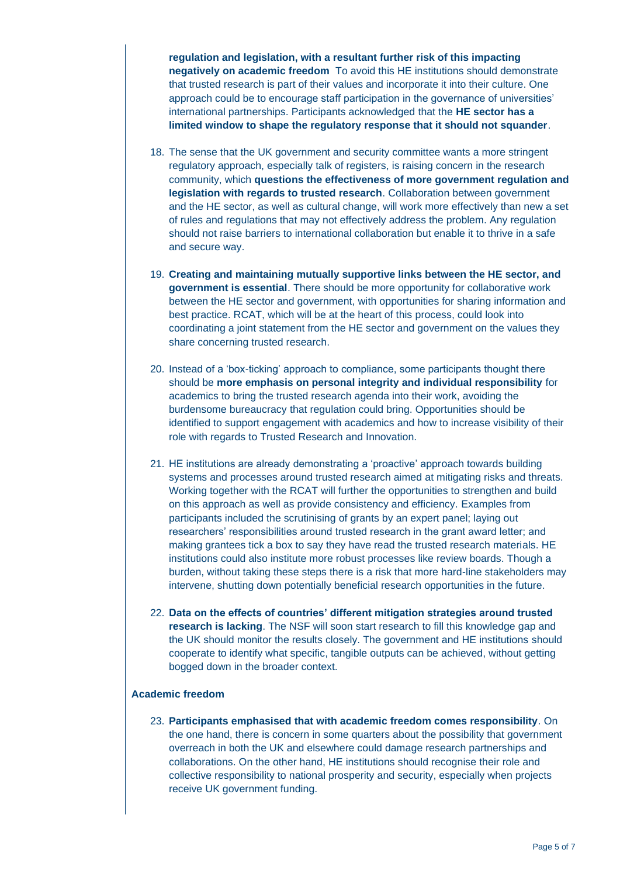**regulation and legislation, with a resultant further risk of this impacting negatively on academic freedom** To avoid this HE institutions should demonstrate that trusted research is part of their values and incorporate it into their culture. One approach could be to encourage staff participation in the governance of universities' international partnerships. Participants acknowledged that the **HE sector has a limited window to shape the regulatory response that it should not squander**.

18. The sense that the UK government and security committee wants a more stringent regulatory approach, especially talk of registers, is raising concern in the research community, which **questions the effectiveness of more government regulation and legislation with regards to trusted research**. Collaboration between government and the HE sector, as well as cultural change, will work more effectively than new a set of rules and regulations that may not effectively address the problem. Any regulation should not raise barriers to international collaboration but enable it to thrive in a safe and secure way.

19. **Creating and maintaining mutually supportive links between the HE sector, and government is essential**. There should be more opportunity for collaborative work between the HE sector and government, with opportunities for sharing information and best practice. RCAT, which will be at the heart of this process, could look into coordinating a joint statement from the HE sector and government on the values they share concerning trusted research.

20. Instead of a 'box-ticking' approach to compliance, some participants thought there should be **more emphasis on personal integrity and individual responsibility** for academics to bring the trusted research agenda into their work, avoiding the burdensome bureaucracy that regulation could bring. Opportunities should be identified to support engagement with academics and how to increase visibility of their role with regards to Trusted Research and Innovation.

21. HE institutions are already demonstrating a 'proactive' approach towards building systems and processes around trusted research aimed at mitigating risks and threats. Working together with the RCAT will further the opportunities to strengthen and build on this approach as well as provide consistency and efficiency. Examples from participants included the scrutinising of grants by an expert panel; laying out researchers' responsibilities around trusted research in the grant award letter; and making grantees tick a box to say they have read the trusted research materials. HE institutions could also institute more robust processes like review boards. Though a burden, without taking these steps there is a risk that more hard-line stakeholders may intervene, shutting down potentially beneficial research opportunities in the future.

22. **Data on the effects of countries' different mitigation strategies around trusted research is lacking**. The NSF will soon start research to fill this knowledge gap and the UK should monitor the results closely. The government and HE institutions should cooperate to identify what specific, tangible outputs can be achieved, without getting bogged down in the broader context.

### Academic freedom

23. **Participants emphasised that with academic freedom comes responsibility**. On the one hand, there is concern in some quarters about the possibility that government overreach in both the UK and elsewhere could damage research partnerships and collaborations. On the other hand, HE institutions should recognise their role and collective responsibility to national prosperity and security, especially when projects receive UK government funding.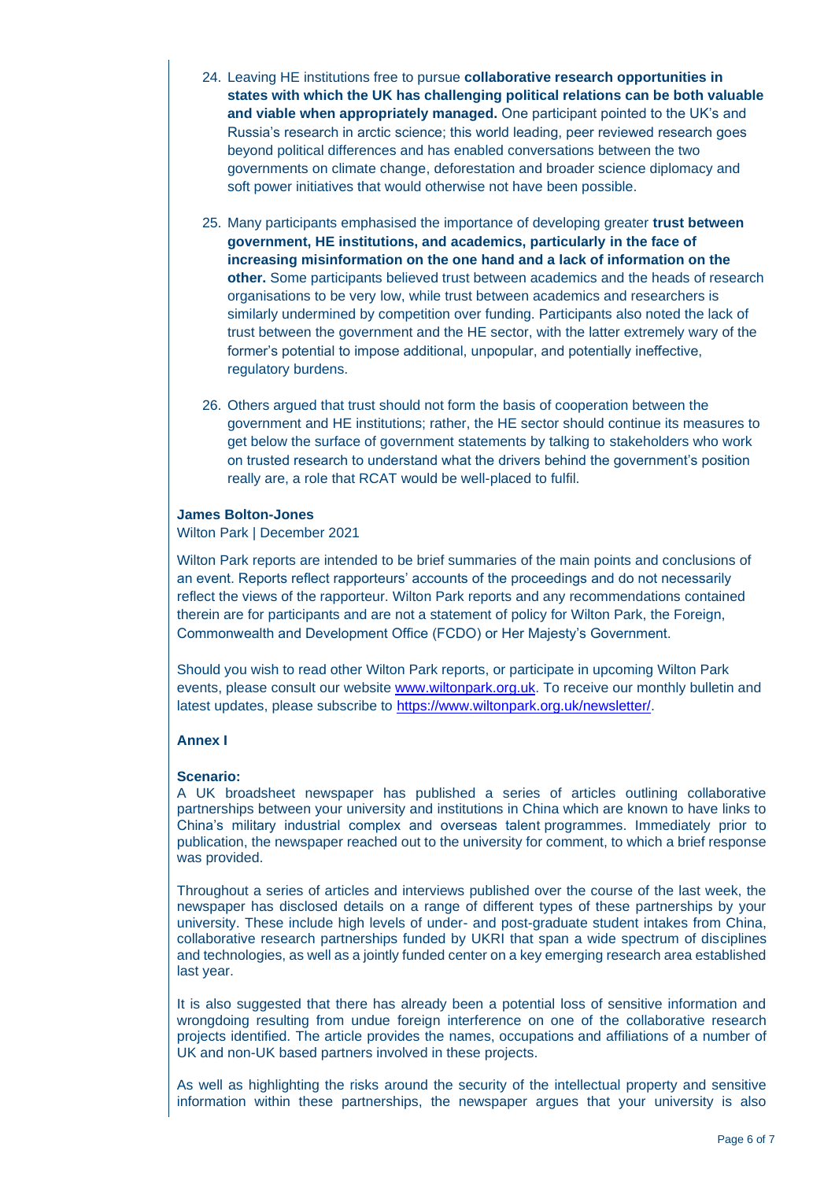24. Leaving HE institutions free to pursue **collaborative research opportunities in states with which the UK has challenging political relations can be both valuable and viable when appropriately managed.** One participant pointed to the UK's and Russia's research in arctic science; this world leading, peer reviewed research goes beyond political differences and has enabled conversations between the two governments on climate change, deforestation and broader science diplomacy and soft power initiatives that would otherwise not have been possible.

25. Many participants emphasised the importance of developing greater **trust between government, HE institutions, and academics, particularly in the face of increasing misinformation on the one hand and a lack of information on the other.** Some participants believed trust between academics and the heads of research organisations to be very low, while trust between academics and researchers is similarly undermined by competition over funding. Participants also noted the lack of trust between the government and the HE sector, with the latter extremely wary of the former's potential to impose additional, unpopular, and potentially ineffective, regulatory burdens.

26. Others argued that trust should not form the basis of cooperation between the government and HE institutions; rather, the HE sector should continue its measures to get below the surface of government statements by talking to stakeholders who work on trusted research to understand what the drivers behind the government's position really are, a role that RCAT would be well-placed to fulfil.

**James Bolton-Jones**

Wilton Park | December 2021

Wilton Park reports are intended to be brief summaries of the main points and conclusions of an event. Reports reflect rapporteurs' accounts of the proceedings and do not necessarily reflect the views of the rapporteur. Wilton Park reports and any recommendations contained therein are for participants and are not a statement of policy for Wilton Park, the Foreign, Commonwealth and Development Office (FCDO) or Her Majesty's Government.

Should you wish to read other Wilton Park reports, or participate in upcoming Wilton Park events, please consult our website [www.wiltonpark.org.uk](www.wiltonpark.org.uk). To receive our monthly bulletin and latest updates, please subscribe to [https://www.wiltonpark.org.uk/newsletter/](https://www.wiltonpark.org.uk/newsletter/).

**Annex I**

**Scenario:**

A UK broadsheet newspaper has published a series of articles outlining collaborative partnerships between your university and institutions in China which are known to have links to China's military industrial complex and overseas talent programmes. Immediately prior to publication, the newspaper reached out to the university for comment, to which a brief response was provided.

Throughout a series of articles and interviews published over the course of the last week, the newspaper has disclosed details on a range of different types of these partnerships by your university. These include high levels of under- and post-graduate student intakes from China, collaborative research partnerships funded by UKRI that span a wide spectrum of disciplines and technologies, as well as a jointly funded center on a key emerging research area established last year.

It is also suggested that there has already been a potential loss of sensitive information and wrongdoing resulting from undue foreign interference on one of the collaborative research projects identified. The article provides the names, occupations and affiliations of a number of UK and non-UK based partners involved in these projects.

As well as highlighting the risks around the security of the intellectual property and sensitive information within these partnerships, the newspaper argues that your university is also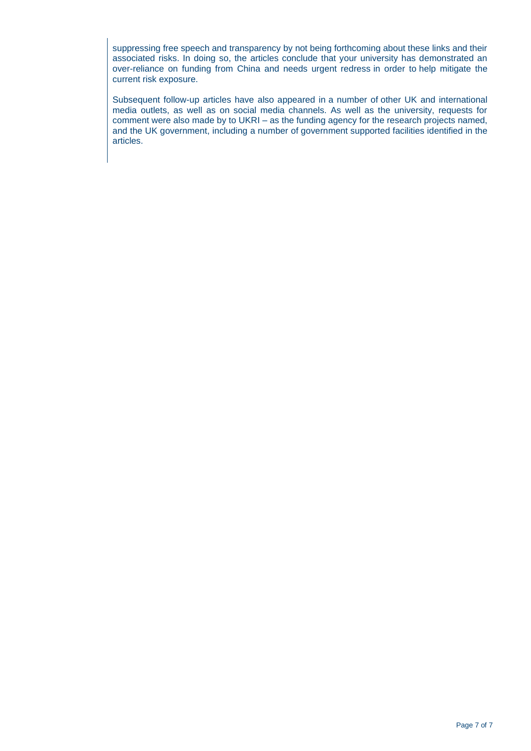suppressing free speech and transparency by not being forthcoming about these links and their associated risks. In doing so, the articles conclude that your university has demonstrated an over-reliance on funding from China and needs urgent redress in order to help mitigate the current risk exposure.

Subsequent follow-up articles have also appeared in a number of other UK and international media outlets, as well as on social media channels. As well as the university, requests for comment were also made by to UKRI – as the funding agency for the research projects named, and the UK government, including a number of government supported facilities identified in the articles.